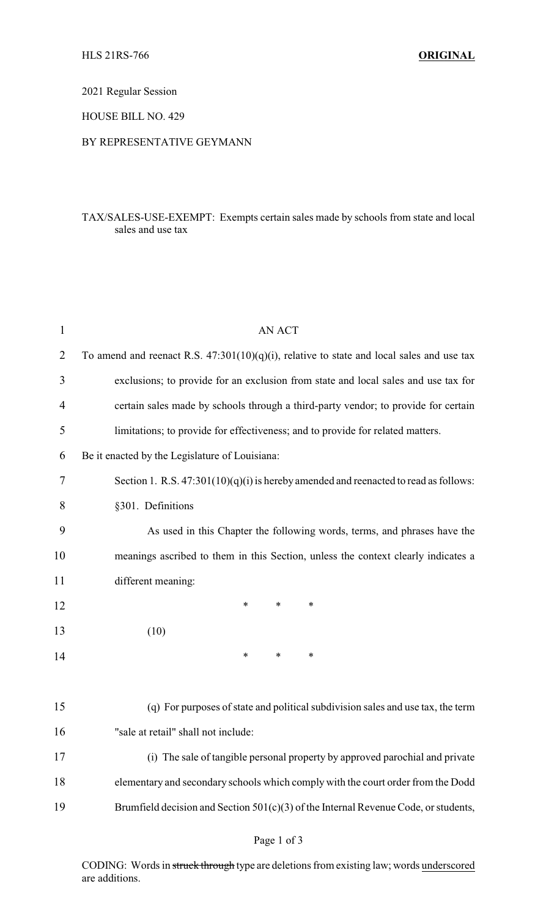HLS 21RS-766 **ORIGINAL**

2021 Regular Session

HOUSE BILL NO. 429

BY REPRESENTATIVE GEYMANN

TAX/SALES-USE-EXEMPT: Exempts certain sales made by schools from state and local sales and use tax

AN ACT

To amend and reenact R.S. 47:301(10)(q)(i), relative to state and local sales and use tax exclusions; to provide for an exclusion from state and local sales and use tax for certain sales made by schools through a third-party vendor; to provide for certain limitations; to provide for effectiveness; and to provide for related matters.

Be it enacted by the Legislature of Louisiana:

Section 1. R.S. 47:301(10)(q)(i) is hereby amended and reenacted to read as follows:

§301. Definitions

As used in this Chapter the following words, terms, and phrases have the meanings ascribed to them in this Section, unless the context clearly indicates a different meaning:

\* \* \*

(10)

\* \* \*

(q) For purposes of state and political subdivision sales and use tax, the term "sale at retail" shall not include:

(i) The sale of tangible personal property by approved parochial and private elementary and secondary schools which comply with the court order from the Dodd Brumfield decision and Section 501(c)(3) of the Internal Revenue Code, or students,

CODING: Words in ~~struck through~~ type are deletions from existing law; words underscored are additions.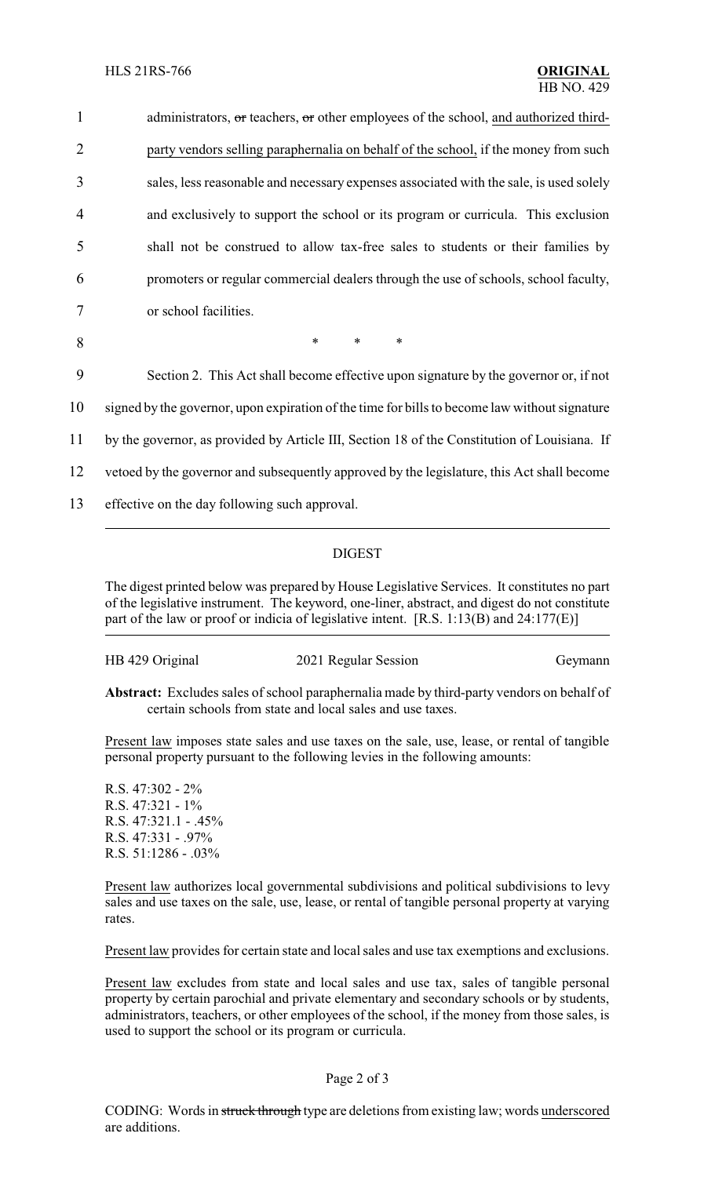administrators, ~~or~~ teachers, ~~or~~ other employees of the school, <u>and authorized third-party vendors selling paraphernalia on behalf of the school,</u> if the money from such sales, less reasonable and necessary expenses associated with the sale, is used solely and exclusively to support the school or its program or curricula. This exclusion shall not be construed to allow tax-free sales to students or their families by promoters or regular commercial dealers through the use of schools, school faculty, or school facilities.

\* \* \*

Section 2. This Act shall become effective upon signature by the governor or, if not signed by the governor, upon expiration of the time for bills to become law without signature by the governor, as provided by Article III, Section 18 of the Constitution of Louisiana. If vetoed by the governor and subsequently approved by the legislature, this Act shall become effective on the day following such approval.

## DIGEST

The digest printed below was prepared by House Legislative Services. It constitutes no part of the legislative instrument. The keyword, one-liner, abstract, and digest do not constitute part of the law or proof or indicia of legislative intent. [R.S. 1:13(B) and 24:177(E)]

HB 429 Original — 2021 Regular Session — Geymann

**Abstract:** Excludes sales of school paraphernalia made by third-party vendors on behalf of certain schools from state and local sales and use taxes.

<u>Present law</u> imposes state sales and use taxes on the sale, use, lease, or rental of tangible personal property pursuant to the following levies in the following amounts:

R.S. 47:302 - 2%
R.S. 47:321 - 1%
R.S. 47:321.1 - .45%
R.S. 47:331 - .97%
R.S. 51:1286 - .03%

<u>Present law</u> authorizes local governmental subdivisions and political subdivisions to levy sales and use taxes on the sale, use, lease, or rental of tangible personal property at varying rates.

<u>Present law</u> provides for certain state and local sales and use tax exemptions and exclusions.

<u>Present law</u> excludes from state and local sales and use tax, sales of tangible personal property by certain parochial and private elementary and secondary schools or by students, administrators, teachers, or other employees of the school, if the money from those sales, is used to support the school or its program or curricula.

CODING: Words in ~~struck through~~ type are deletions from existing law; words <u>underscored</u> are additions.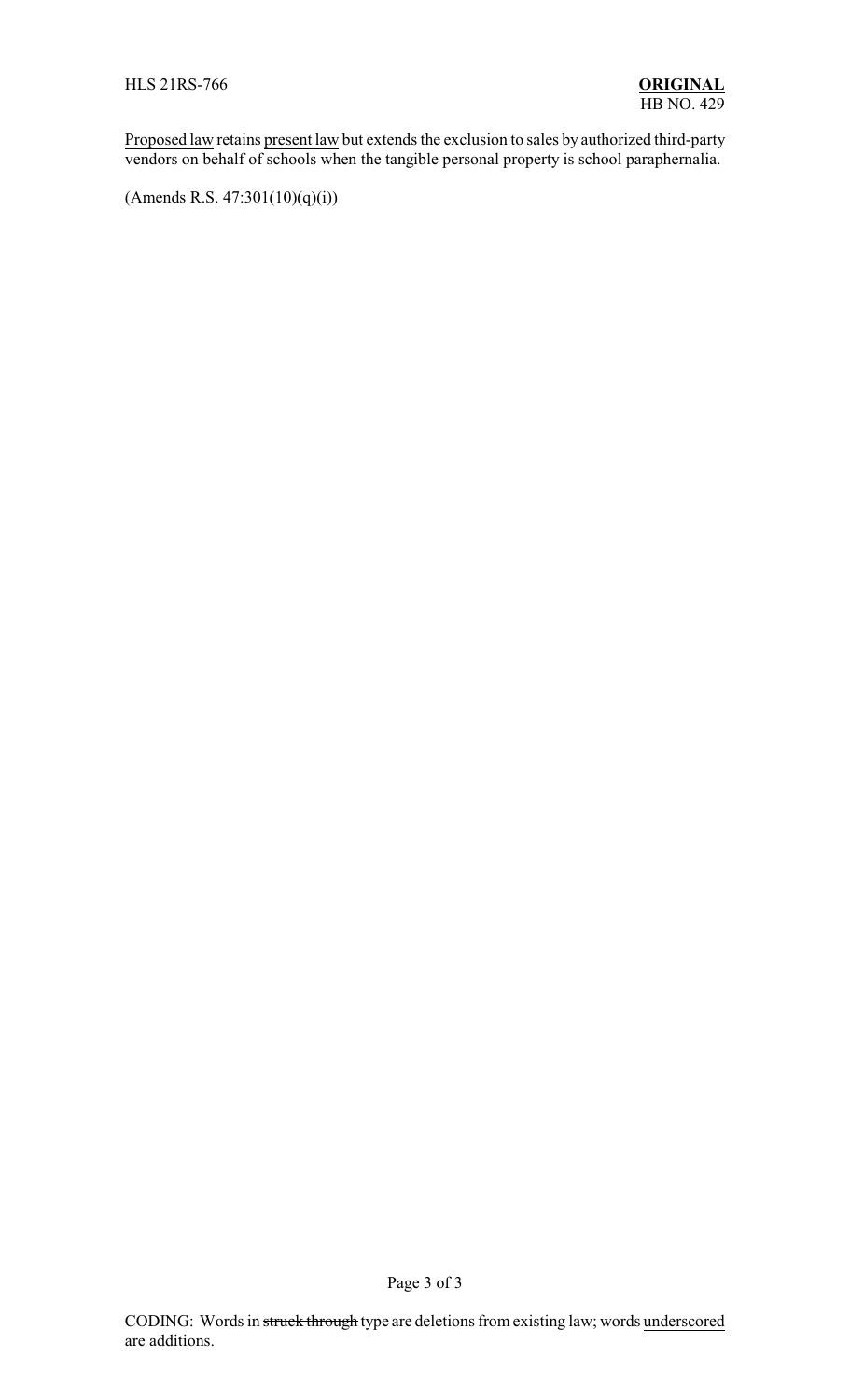Proposed law retains present law but extends the exclusion to sales by authorized third-party vendors on behalf of schools when the tangible personal property is school paraphernalia.

(Amends R.S. 47:301(10)(q)(i))

CODING: Words in ~~struck through~~ type are deletions from existing law; words underscored are additions.